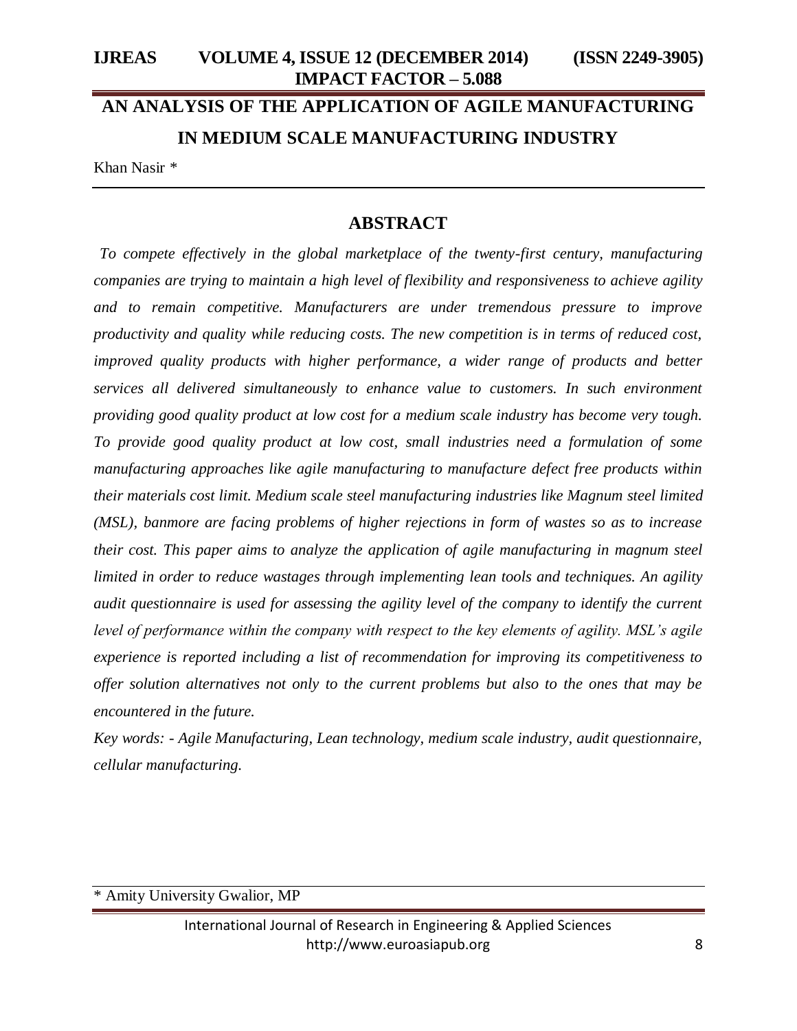# AN ANALYSIS OF THE APPLICATION OF AGILE MANUFACTURING IN MEDIUM SCALE MANUFACTURING INDUSTRY

Khan Nasir *

## ABSTRACT

*To compete effectively in the global marketplace of the twenty-first century, manufacturing companies are trying to maintain a high level of flexibility and responsiveness to achieve agility and to remain competitive. Manufacturers are under tremendous pressure to improve productivity and quality while reducing costs. The new competition is in terms of reduced cost, improved quality products with higher performance, a wider range of products and better services all delivered simultaneously to enhance value to customers. In such environment providing good quality product at low cost for a medium scale industry has become very tough. To provide good quality product at low cost, small industries need a formulation of some manufacturing approaches like agile manufacturing to manufacture defect free products within their materials cost limit. Medium scale steel manufacturing industries like Magnum steel limited (MSL), banmore are facing problems of higher rejections in form of wastes so as to increase their cost. This paper aims to analyze the application of agile manufacturing in magnum steel limited in order to reduce wastages through implementing lean tools and techniques. An agility audit questionnaire is used for assessing the agility level of the company to identify the current level of performance within the company with respect to the key elements of agility. MSL's agile experience is reported including a list of recommendation for improving its competitiveness to offer solution alternatives not only to the current problems but also to the ones that may be encountered in the future.*

*Key words: - Agile Manufacturing, Lean technology, medium scale industry, audit questionnaire, cellular manufacturing.*

\* Amity University Gwalior, MP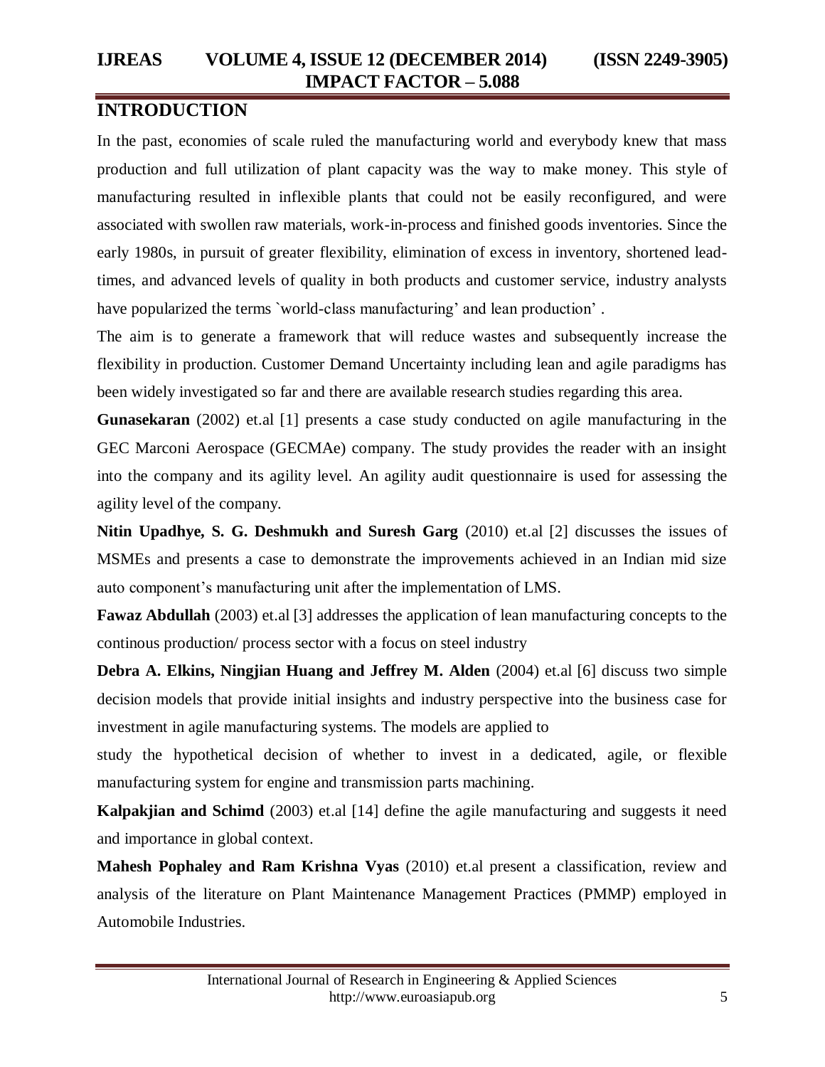## INTRODUCTION

In the past, economies of scale ruled the manufacturing world and everybody knew that mass production and full utilization of plant capacity was the way to make money. This style of manufacturing resulted in inflexible plants that could not be easily reconfigured, and were associated with swollen raw materials, work-in-process and finished goods inventories. Since the early 1980s, in pursuit of greater flexibility, elimination of excess in inventory, shortened lead-times, and advanced levels of quality in both products and customer service, industry analysts have popularized the terms `world-class manufacturing' and lean production' .

The aim is to generate a framework that will reduce wastes and subsequently increase the flexibility in production. Customer Demand Uncertainty including lean and agile paradigms has been widely investigated so far and there are available research studies regarding this area.

**Gunasekaran** (2002) et.al [1] presents a case study conducted on agile manufacturing in the GEC Marconi Aerospace (GECMAe) company. The study provides the reader with an insight into the company and its agility level. An agility audit questionnaire is used for assessing the agility level of the company.

**Nitin Upadhye, S. G. Deshmukh and Suresh Garg** (2010) et.al [2] discusses the issues of MSMEs and presents a case to demonstrate the improvements achieved in an Indian mid size auto component's manufacturing unit after the implementation of LMS.

**Fawaz Abdullah** (2003) et.al [3] addresses the application of lean manufacturing concepts to the continous production/ process sector with a focus on steel industry

**Debra A. Elkins, Ningjian Huang and Jeffrey M. Alden** (2004) et.al [6] discuss two simple decision models that provide initial insights and industry perspective into the business case for investment in agile manufacturing systems. The models are applied to study the hypothetical decision of whether to invest in a dedicated, agile, or flexible manufacturing system for engine and transmission parts machining.

**Kalpakjian and Schimd** (2003) et.al [14] define the agile manufacturing and suggests it need and importance in global context.

**Mahesh Pophaley and Ram Krishna Vyas** (2010) et.al present a classification, review and analysis of the literature on Plant Maintenance Management Practices (PMMP) employed in Automobile Industries.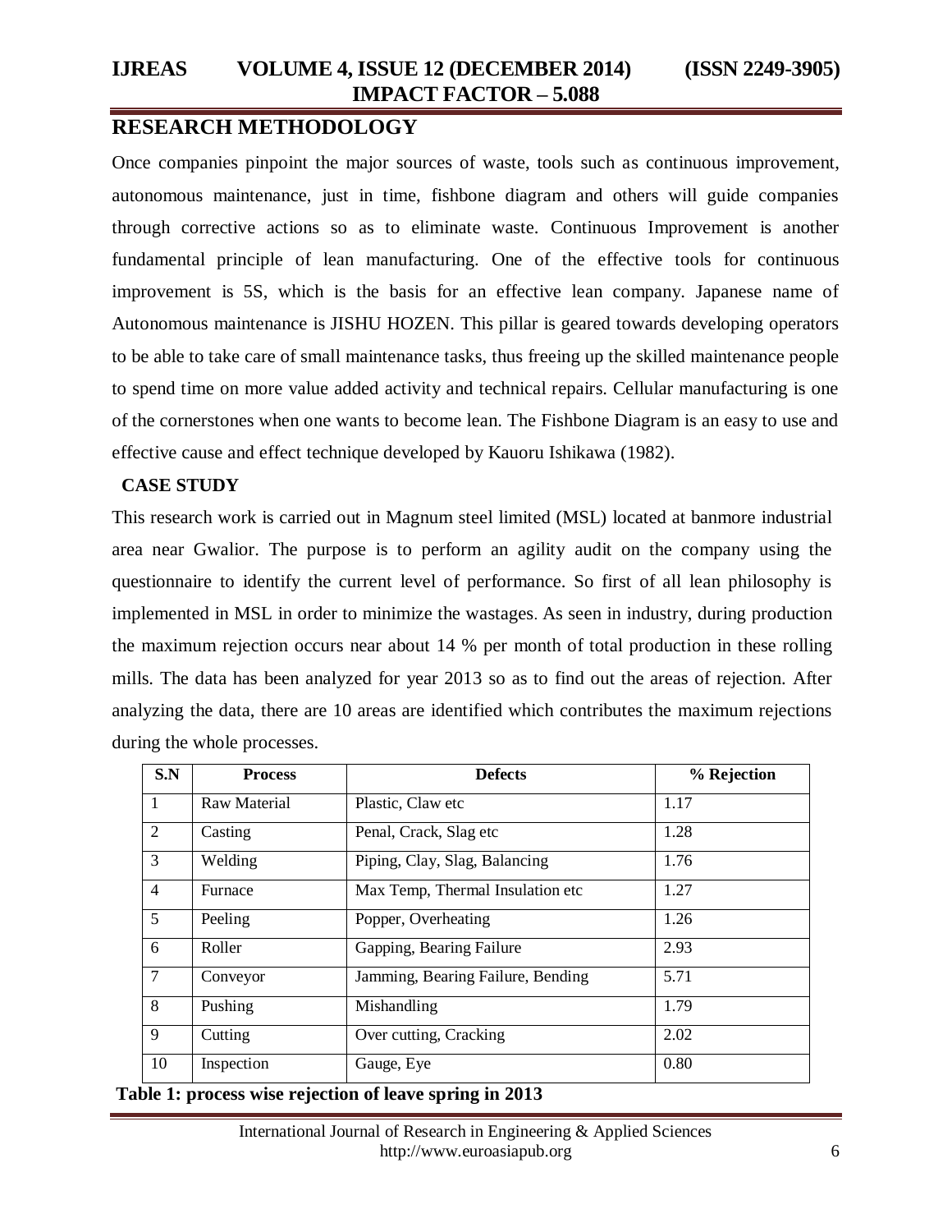## RESEARCH METHODOLOGY

Once companies pinpoint the major sources of waste, tools such as continuous improvement, autonomous maintenance, just in time, fishbone diagram and others will guide companies through corrective actions so as to eliminate waste. Continuous Improvement is another fundamental principle of lean manufacturing. One of the effective tools for continuous improvement is 5S, which is the basis for an effective lean company. Japanese name of Autonomous maintenance is JISHU HOZEN. This pillar is geared towards developing operators to be able to take care of small maintenance tasks, thus freeing up the skilled maintenance people to spend time on more value added activity and technical repairs. Cellular manufacturing is one of the cornerstones when one wants to become lean. The Fishbone Diagram is an easy to use and effective cause and effect technique developed by Kauoru Ishikawa (1982).

### CASE STUDY

This research work is carried out in Magnum steel limited (MSL) located at banmore industrial area near Gwalior. The purpose is to perform an agility audit on the company using the questionnaire to identify the current level of performance. So first of all lean philosophy is implemented in MSL in order to minimize the wastages. As seen in industry, during production the maximum rejection occurs near about 14 % per month of total production in these rolling mills. The data has been analyzed for year 2013 so as to find out the areas of rejection. After analyzing the data, there are 10 areas are identified which contributes the maximum rejections during the whole processes.

| S.N | Process | Defects | % Rejection |
|---|---|---|---|
| 1 | Raw Material | Plastic, Claw etc | 1.17 |
| 2 | Casting | Penal, Crack, Slag etc | 1.28 |
| 3 | Welding | Piping, Clay, Slag, Balancing | 1.76 |
| 4 | Furnace | Max Temp, Thermal Insulation etc | 1.27 |
| 5 | Peeling | Popper, Overheating | 1.26 |
| 6 | Roller | Gapping, Bearing Failure | 2.93 |
| 7 | Conveyor | Jamming, Bearing Failure, Bending | 5.71 |
| 8 | Pushing | Mishandling | 1.79 |
| 9 | Cutting | Over cutting, Cracking | 2.02 |
| 10 | Inspection | Gauge, Eye | 0.80 |

**Table 1: process wise rejection of leave spring in 2013**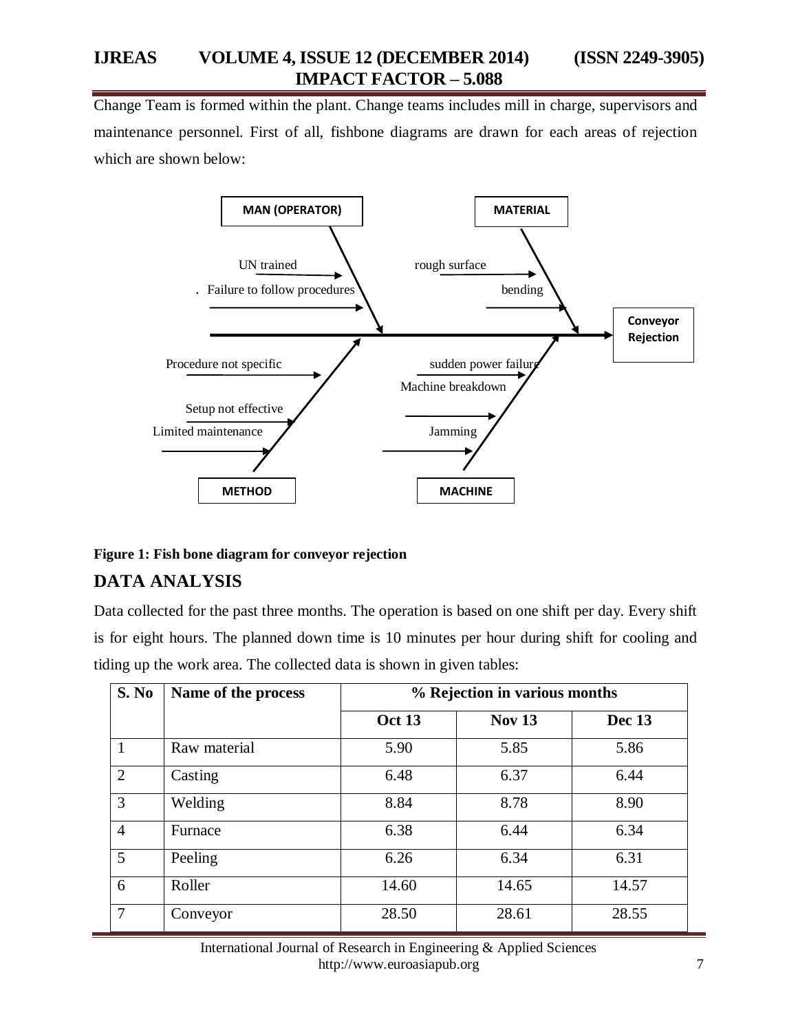Change Team is formed within the plant. Change teams includes mill in charge, supervisors and maintenance personnel. First of all, fishbone diagrams are drawn for each areas of rejection which are shown below:

**Figure 1: Fish bone diagram for conveyor rejection**

## DATA ANALYSIS

Data collected for the past three months. The operation is based on one shift per day. Every shift is for eight hours. The planned down time is 10 minutes per hour during shift for cooling and tiding up the work area. The collected data is shown in given tables:

| S. No | Name of the process | % Rejection in various months | | |
|---|---|---|---|---|
| | | Oct 13 | Nov 13 | Dec 13 |
| 1 | Raw material | 5.90 | 5.85 | 5.86 |
| 2 | Casting | 6.48 | 6.37 | 6.44 |
| 3 | Welding | 8.84 | 8.78 | 8.90 |
| 4 | Furnace | 6.38 | 6.44 | 6.34 |
| 5 | Peeling | 6.26 | 6.34 | 6.31 |
| 6 | Roller | 14.60 | 14.65 | 14.57 |
| 7 | Conveyor | 28.50 | 28.61 | 28.55 |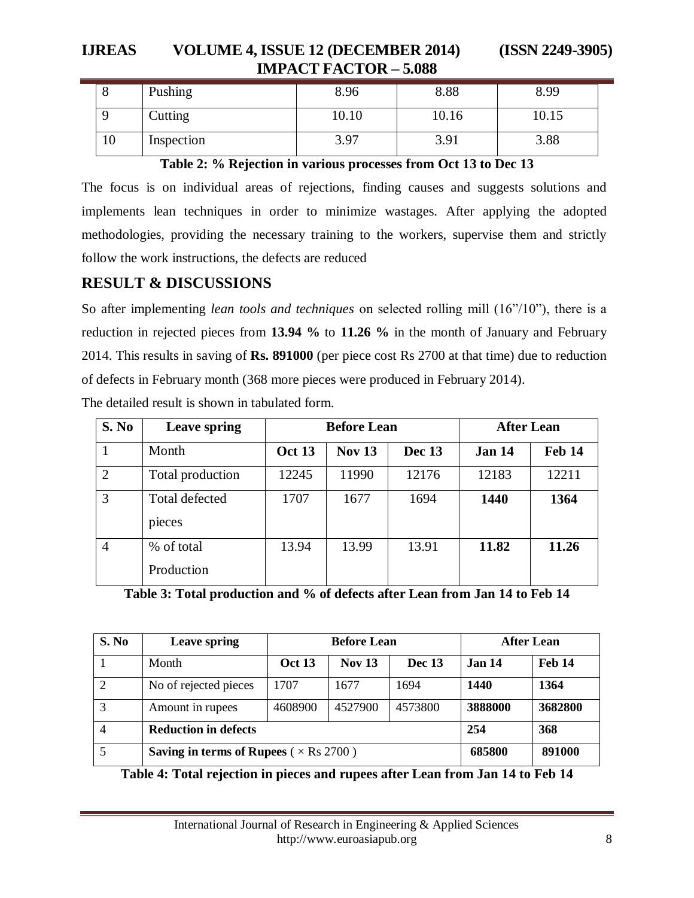| 8 | Pushing | 8.96 | 8.88 | 8.99 |
|---|---|---|---|---|
| 9 | Cutting | 10.10 | 10.16 | 10.15 |
| 10 | Inspection | 3.97 | 3.91 | 3.88 |

**Table 2: % Rejection in various processes from Oct 13 to Dec 13**

The focus is on individual areas of rejections, finding causes and suggests solutions and implements lean techniques in order to minimize wastages. After applying the adopted methodologies, providing the necessary training to the workers, supervise them and strictly follow the work instructions, the defects are reduced

## RESULT & DISCUSSIONS

So after implementing *lean tools and techniques* on selected rolling mill (16"/10"), there is a reduction in rejected pieces from **13.94 %** to **11.26 %** in the month of January and February 2014. This results in saving of **Rs. 891000** (per piece cost Rs 2700 at that time) due to reduction of defects in February month (368 more pieces were produced in February 2014).

The detailed result is shown in tabulated form.

| S. No | Leave spring | Before Lean | | | After Lean | |
|---|---|---|---|---|---|---|
| 1 | Month | **Oct 13** | **Nov 13** | **Dec 13** | **Jan 14** | **Feb 14** |
| 2 | Total production | 12245 | 11990 | 12176 | 12183 | 12211 |
| 3 | Total defected pieces | 1707 | 1677 | 1694 | **1440** | **1364** |
| 4 | % of total Production | 13.94 | 13.99 | 13.91 | **11.82** | **11.26** |

**Table 3: Total production and % of defects after Lean from Jan 14 to Feb 14**

| S. No | Leave spring | Before Lean | | | After Lean | |
|---|---|---|---|---|---|---|
| 1 | Month | **Oct 13** | **Nov 13** | **Dec 13** | **Jan 14** | **Feb 14** |
| 2 | No of rejected pieces | 1707 | 1677 | 1694 | **1440** | **1364** |
| 3 | Amount in rupees | 4608900 | 4527900 | 4573800 | **3888000** | **3682800** |
| 4 | **Reduction in defects** | | | | **254** | **368** |
| 5 | **Saving in terms of Rupees** ( × Rs 2700 ) | | | | **685800** | **891000** |

**Table 4: Total rejection in pieces and rupees after Lean from Jan 14 to Feb 14**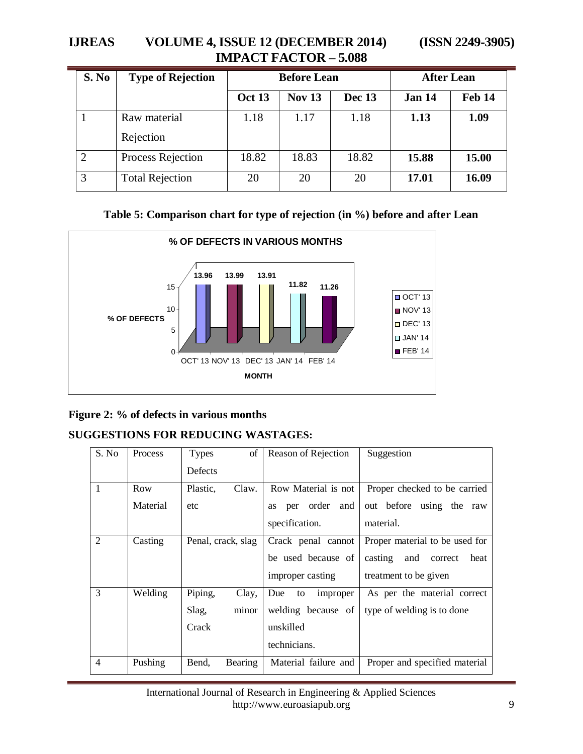| S. No | Type of Rejection | Before Lean | | | After Lean | |
|---|---|---|---|---|---|---|
| | | Oct 13 | Nov 13 | Dec 13 | Jan 14 | Feb 14 |
| 1 | Raw material Rejection | 1.18 | 1.17 | 1.18 | **1.13** | **1.09** |
| 2 | Process Rejection | 18.82 | 18.83 | 18.82 | **15.88** | **15.00** |
| 3 | Total Rejection | 20 | 20 | 20 | **17.01** | **16.09** |

**Table 5: Comparison chart for type of rejection (in %) before and after Lean**

**Figure 2: % of defects in various months**

## SUGGESTIONS FOR REDUCING WASTAGES:

| S. No | Process | Types of Defects | Reason of Rejection | Suggestion |
|---|---|---|---|---|
| 1 | Row Material | Plastic, Claw. etc | Row Material is not as per order and specification. | Proper checked to be carried out before using the raw material. |
| 2 | Casting | Penal, crack, slag | Crack penal cannot be used because of improper casting | Proper material to be used for casting and correct heat treatment to be given |
| 3 | Welding | Piping, Clay, Slag, minor Crack | Due to improper welding because of unskilled technicians. | As per the material correct type of welding is to done |
| 4 | Pushing | Bend, Bearing | Material failure and | Proper and specified material |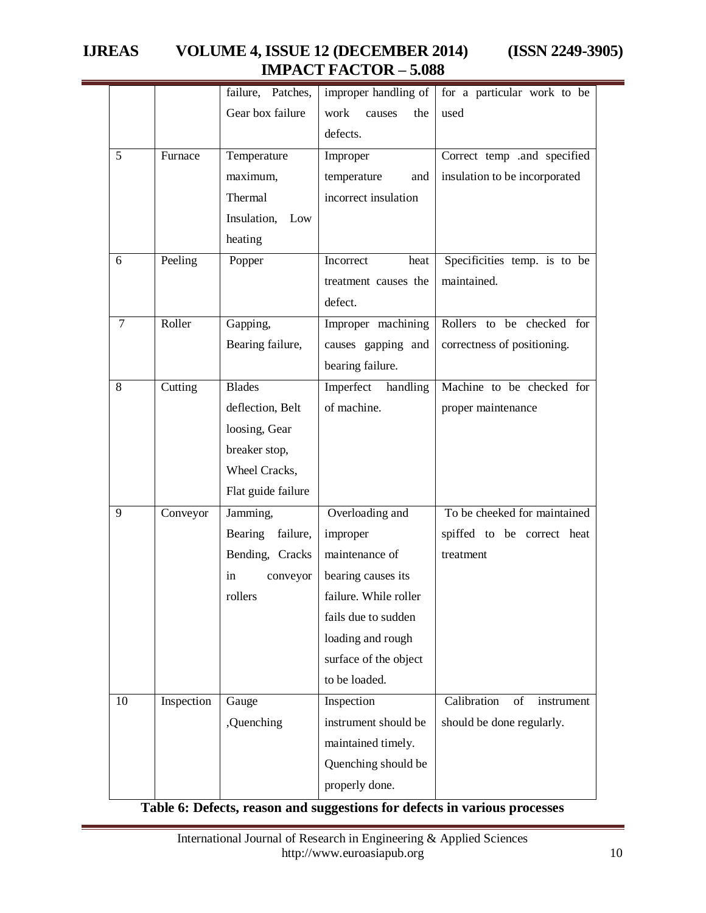|  |  | failure, Patches, Gear box failure | improper handling of work causes the defects. | for a particular work to be used |
|---|---|---|---|---|
| 5 | Furnace | Temperature maximum, Thermal Insulation, Low heating | Improper temperature and incorrect insulation | Correct temp .and specified insulation to be incorporated |
| 6 | Peeling | Popper | Incorrect heat treatment causes the defect. | Specificities temp. is to be maintained. |
| 7 | Roller | Gapping, Bearing failure, | Improper machining causes gapping and bearing failure. | Rollers to be checked for correctness of positioning. |
| 8 | Cutting | Blades deflection, Belt loosing, Gear breaker stop, Wheel Cracks, Flat guide failure | Imperfect handling of machine. | Machine to be checked for proper maintenance |
| 9 | Conveyor | Jamming, Bearing failure, Bending, Cracks in conveyor rollers | Overloading and improper maintenance of bearing causes its failure. While roller fails due to sudden loading and rough surface of the object to be loaded. | To be cheeked for maintained spiffed to be correct heat treatment |
| 10 | Inspection | Gauge ,Quenching | Inspection instrument should be maintained timely. Quenching should be properly done. | Calibration of instrument should be done regularly. |

**Table 6: Defects, reason and suggestions for defects in various processes**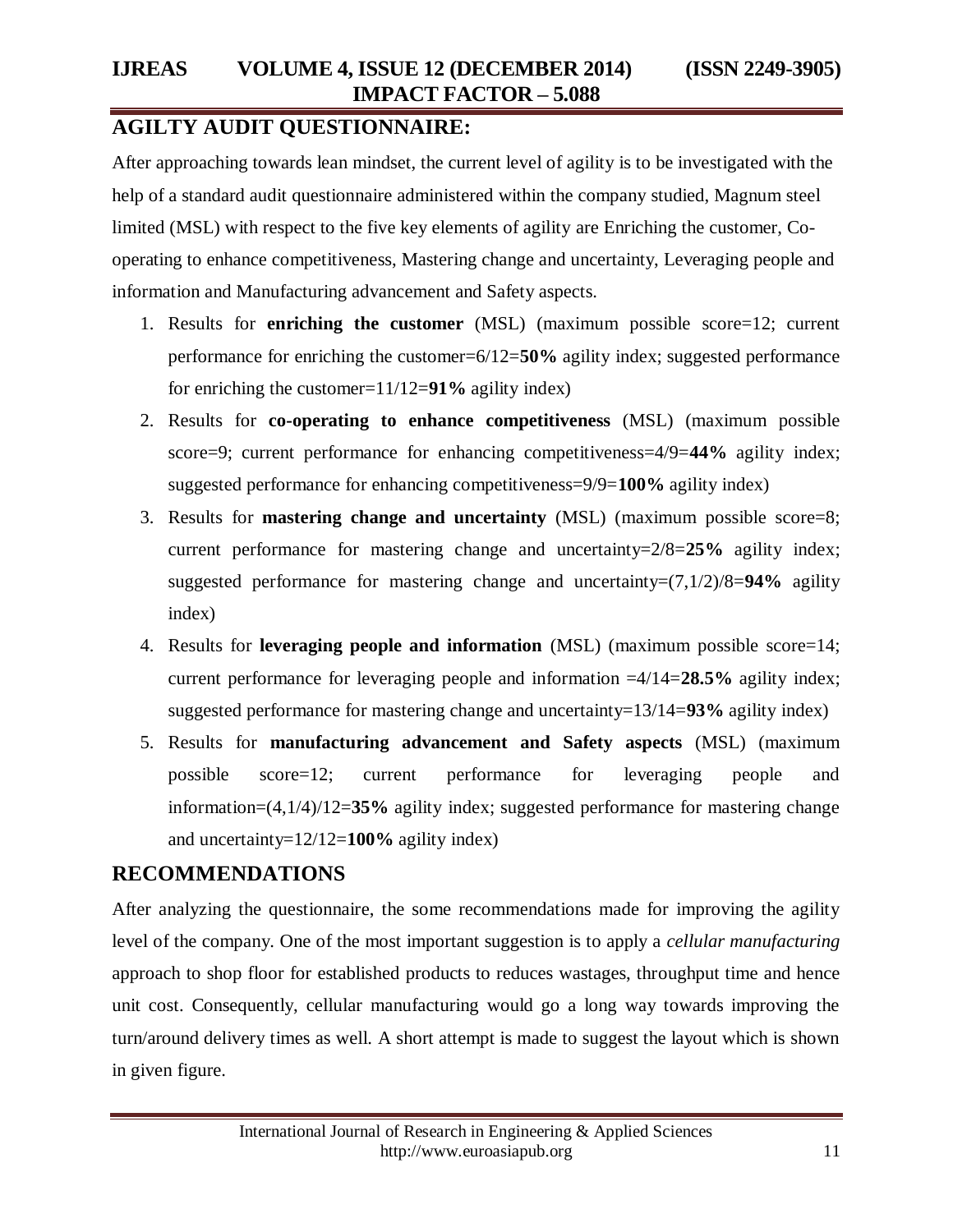## AGILTY AUDIT QUESTIONNAIRE:

After approaching towards lean mindset, the current level of agility is to be investigated with the help of a standard audit questionnaire administered within the company studied, Magnum steel limited (MSL) with respect to the five key elements of agility are Enriching the customer, Co-operating to enhance competitiveness, Mastering change and uncertainty, Leveraging people and information and Manufacturing advancement and Safety aspects.

1. Results for **enriching the customer** (MSL) (maximum possible score=12; current performance for enriching the customer=6/12=**50%** agility index; suggested performance for enriching the customer=11/12=**91%** agility index)
2. Results for **co-operating to enhance competitiveness** (MSL) (maximum possible score=9; current performance for enhancing competitiveness=4/9=**44%** agility index; suggested performance for enhancing competitiveness=9/9=**100%** agility index)
3. Results for **mastering change and uncertainty** (MSL) (maximum possible score=8; current performance for mastering change and uncertainty=2/8=**25%** agility index; suggested performance for mastering change and uncertainty=(7,1/2)/8=**94%** agility index)
4. Results for **leveraging people and information** (MSL) (maximum possible score=14; current performance for leveraging people and information =4/14=**28.5%** agility index; suggested performance for mastering change and uncertainty=13/14=**93%** agility index)
5. Results for **manufacturing advancement and Safety aspects** (MSL) (maximum possible score=12; current performance for leveraging people and information=(4,1/4)/12=**35%** agility index; suggested performance for mastering change and uncertainty=12/12=**100%** agility index)

## RECOMMENDATIONS

After analyzing the questionnaire, the some recommendations made for improving the agility level of the company. One of the most important suggestion is to apply a *cellular manufacturing* approach to shop floor for established products to reduces wastages, throughput time and hence unit cost. Consequently, cellular manufacturing would go a long way towards improving the turn/around delivery times as well. A short attempt is made to suggest the layout which is shown in given figure.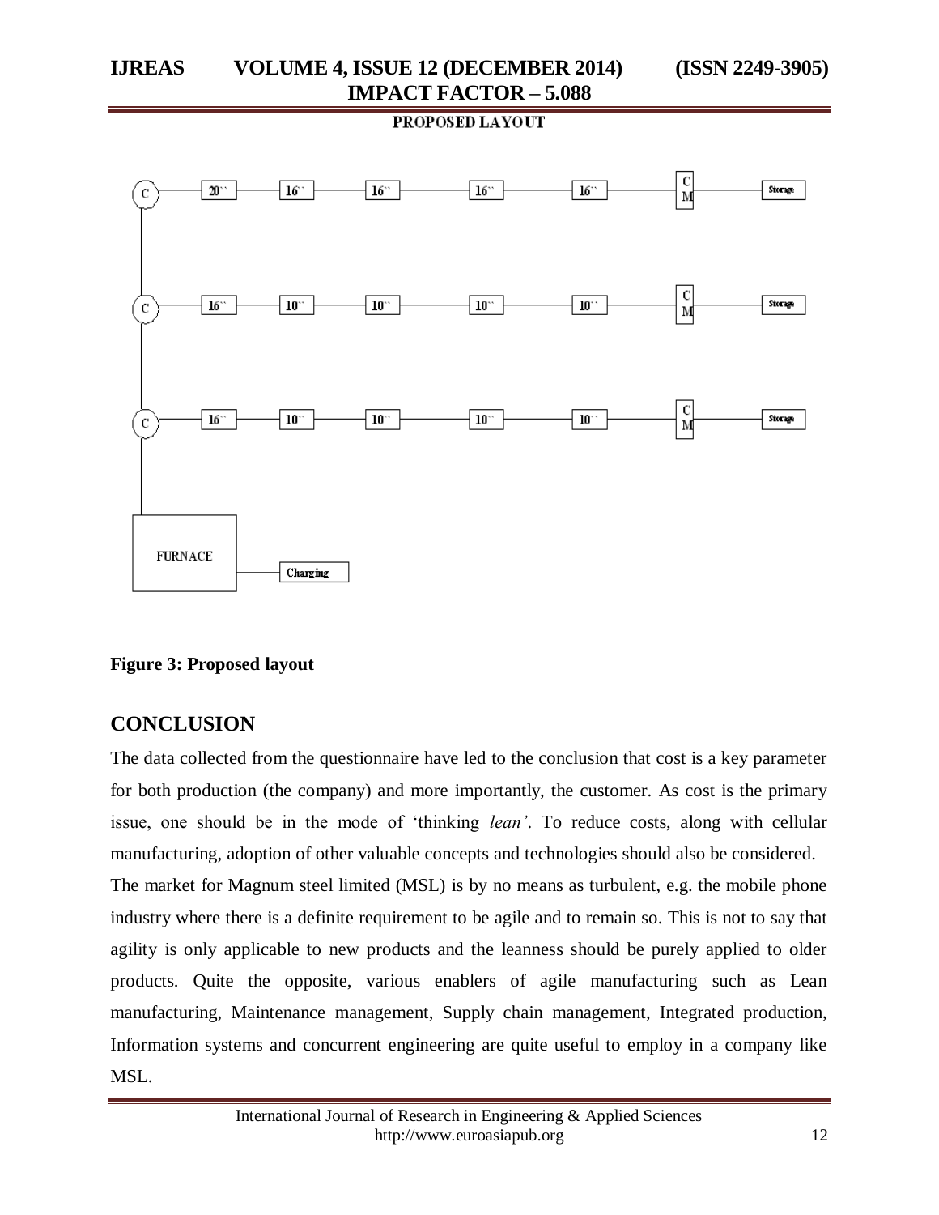**Figure 3: Proposed layout**

## CONCLUSION

The data collected from the questionnaire have led to the conclusion that cost is a key parameter for both production (the company) and more importantly, the customer. As cost is the primary issue, one should be in the mode of 'thinking *lean'*. To reduce costs, along with cellular manufacturing, adoption of other valuable concepts and technologies should also be considered.

The market for Magnum steel limited (MSL) is by no means as turbulent, e.g. the mobile phone industry where there is a definite requirement to be agile and to remain so. This is not to say that agility is only applicable to new products and the leanness should be purely applied to older products. Quite the opposite, various enablers of agile manufacturing such as Lean manufacturing, Maintenance management, Supply chain management, Integrated production, Information systems and concurrent engineering are quite useful to employ in a company like MSL.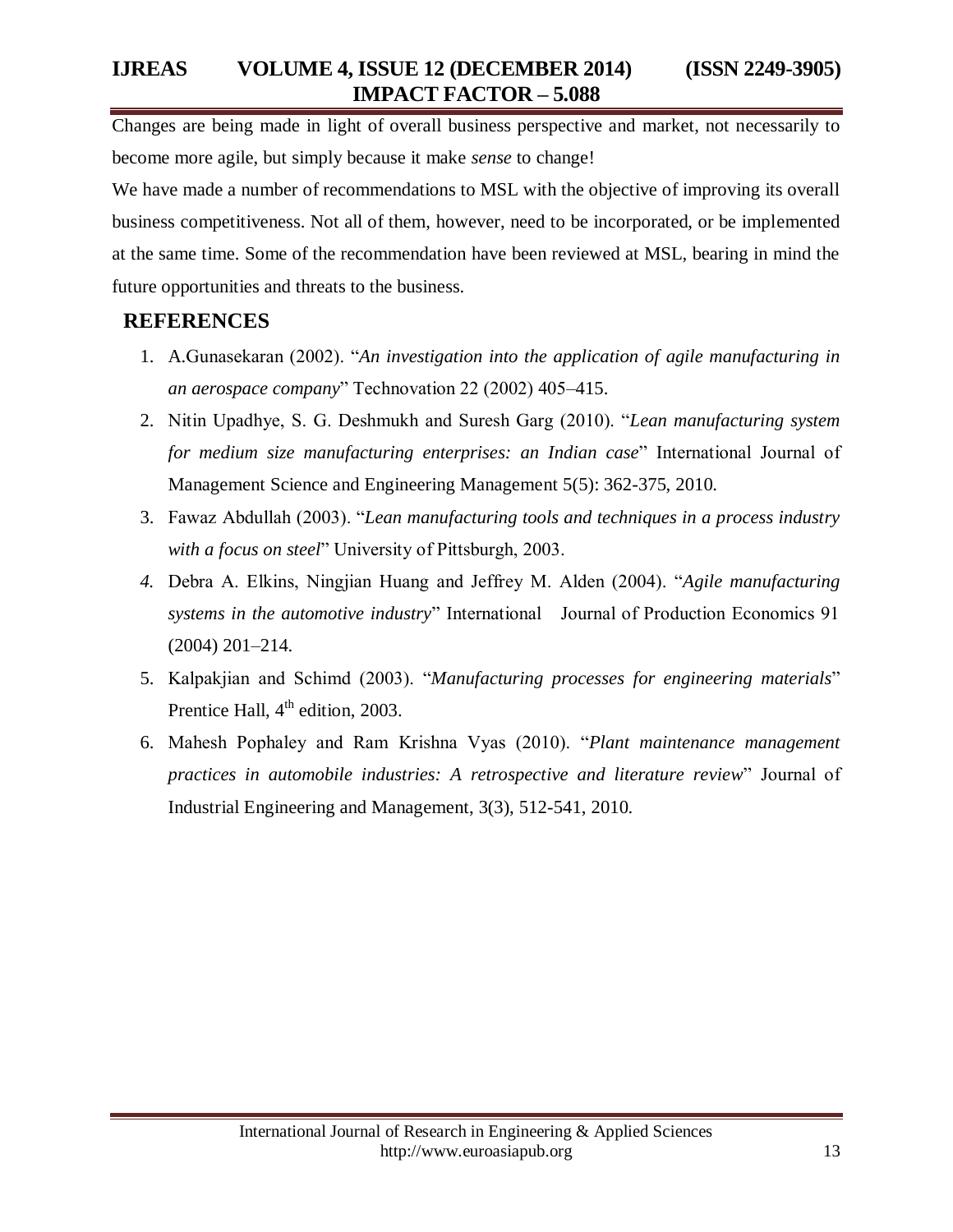Changes are being made in light of overall business perspective and market, not necessarily to become more agile, but simply because it make *sense* to change!

We have made a number of recommendations to MSL with the objective of improving its overall business competitiveness. Not all of them, however, need to be incorporated, or be implemented at the same time. Some of the recommendation have been reviewed at MSL, bearing in mind the future opportunities and threats to the business.

## REFERENCES

1. A.Gunasekaran (2002). "*An investigation into the application of agile manufacturing in an aerospace company*" Technovation 22 (2002) 405–415.
2. Nitin Upadhye, S. G. Deshmukh and Suresh Garg (2010). "*Lean manufacturing system for medium size manufacturing enterprises: an Indian case*" International Journal of Management Science and Engineering Management 5(5): 362-375, 2010.
3. Fawaz Abdullah (2003). "*Lean manufacturing tools and techniques in a process industry with a focus on steel*" University of Pittsburgh, 2003.
4. Debra A. Elkins, Ningjian Huang and Jeffrey M. Alden (2004). "*Agile manufacturing systems in the automotive industry*" International Journal of Production Economics 91 (2004) 201–214.
5. Kalpakjian and Schimd (2003). "*Manufacturing processes for engineering materials*" Prentice Hall, 4th edition, 2003.
6. Mahesh Pophaley and Ram Krishna Vyas (2010). "*Plant maintenance management practices in automobile industries: A retrospective and literature review*" Journal of Industrial Engineering and Management, 3(3), 512-541, 2010.